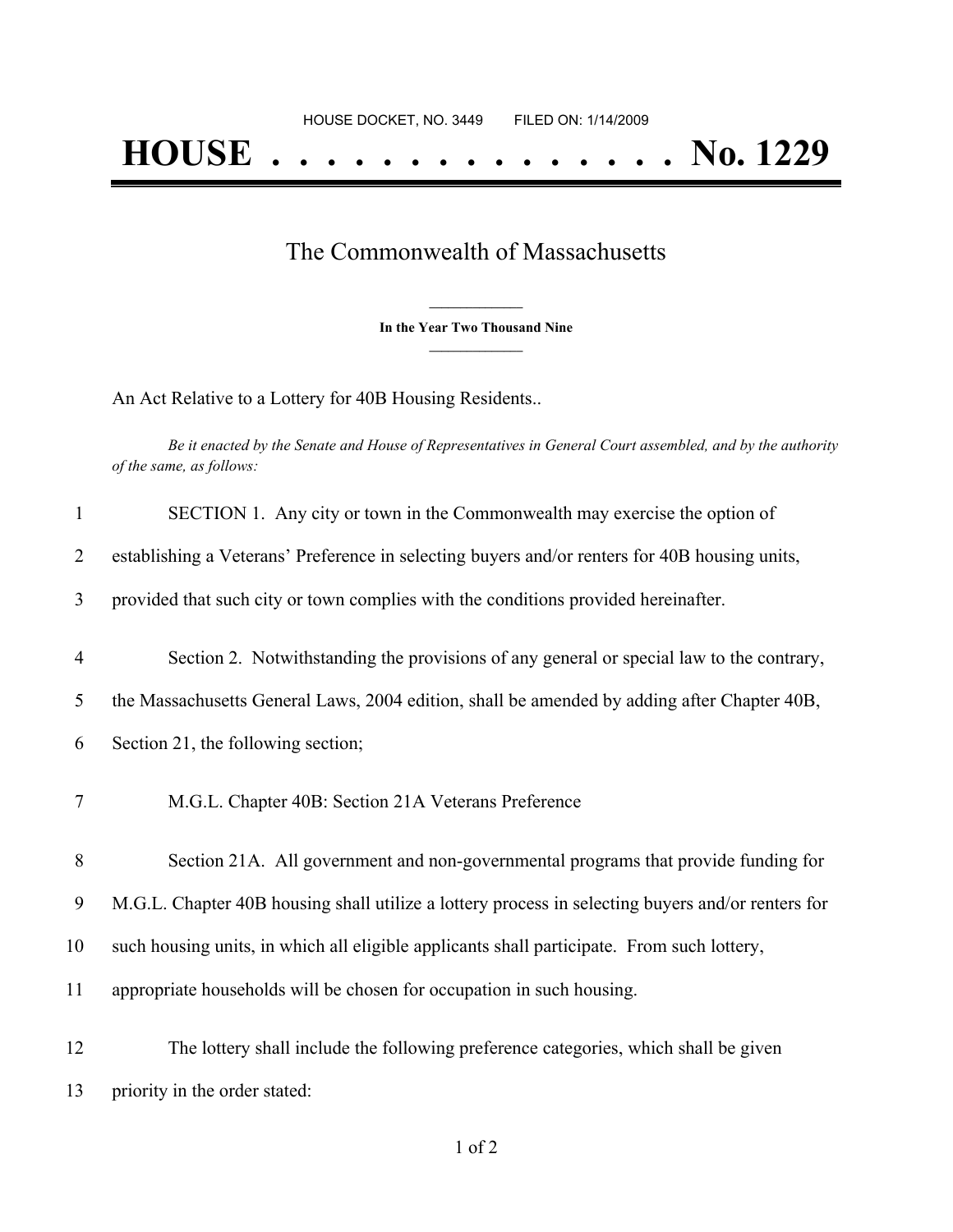HOUSE DOCKET, NO. 3449        FILED ON: 1/14/2009

# HOUSE . . . . . . . . . . . . . . . No. 1229

## The Commonwealth of Massachusetts

**In the Year Two Thousand Nine**

An Act Relative to a Lottery for 40B Housing Residents..

*Be it enacted by the Senate and House of Representatives in General Court assembled, and by the authority of the same, as follows:*

1 SECTION 1. Any city or town in the Commonwealth may exercise the option of
2 establishing a Veterans' Preference in selecting buyers and/or renters for 40B housing units,
3 provided that such city or town complies with the conditions provided hereinafter.

4 Section 2. Notwithstanding the provisions of any general or special law to the contrary,
5 the Massachusetts General Laws, 2004 edition, shall be amended by adding after Chapter 40B,
6 Section 21, the following section;

7 M.G.L. Chapter 40B: Section 21A Veterans Preference

8 Section 21A. All government and non-governmental programs that provide funding for
9 M.G.L. Chapter 40B housing shall utilize a lottery process in selecting buyers and/or renters for
10 such housing units, in which all eligible applicants shall participate. From such lottery,
11 appropriate households will be chosen for occupation in such housing.

12 The lottery shall include the following preference categories, which shall be given
13 priority in the order stated: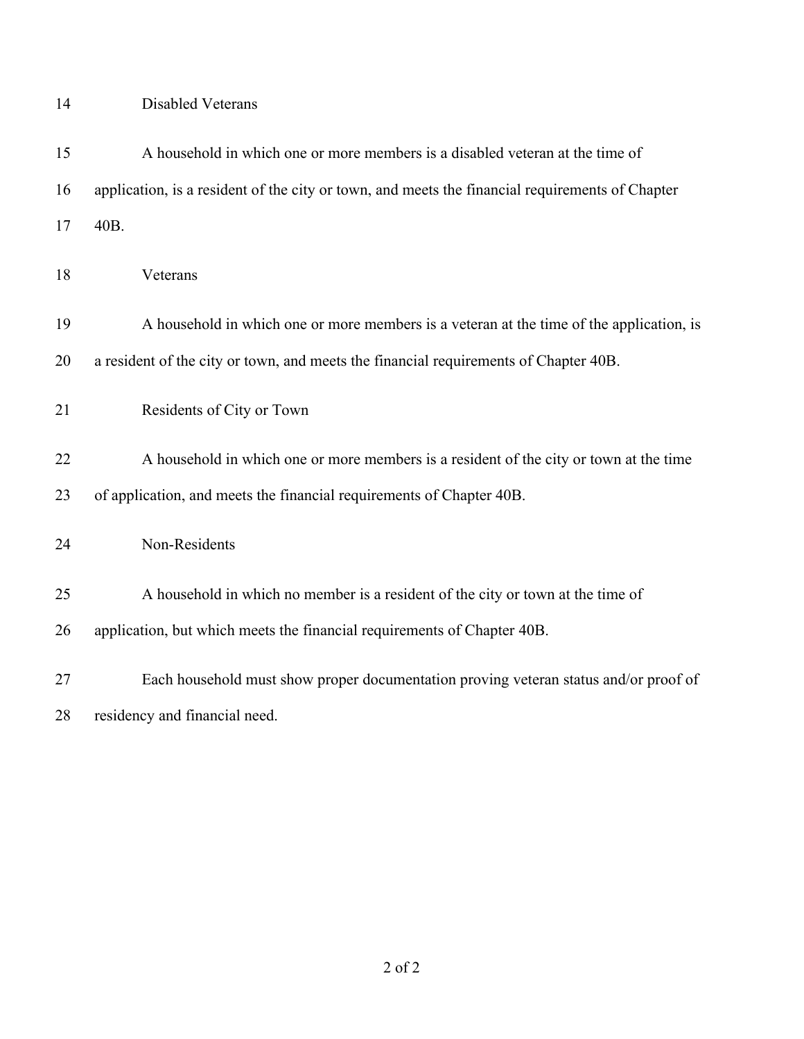Disabled Veterans

A household in which one or more members is a disabled veteran at the time of application, is a resident of the city or town, and meets the financial requirements of Chapter 40B.

Veterans

A household in which one or more members is a veteran at the time of the application, is a resident of the city or town, and meets the financial requirements of Chapter 40B.

Residents of City or Town

A household in which one or more members is a resident of the city or town at the time of application, and meets the financial requirements of Chapter 40B.

Non-Residents

A household in which no member is a resident of the city or town at the time of application, but which meets the financial requirements of Chapter 40B.

Each household must show proper documentation proving veteran status and/or proof of residency and financial need.